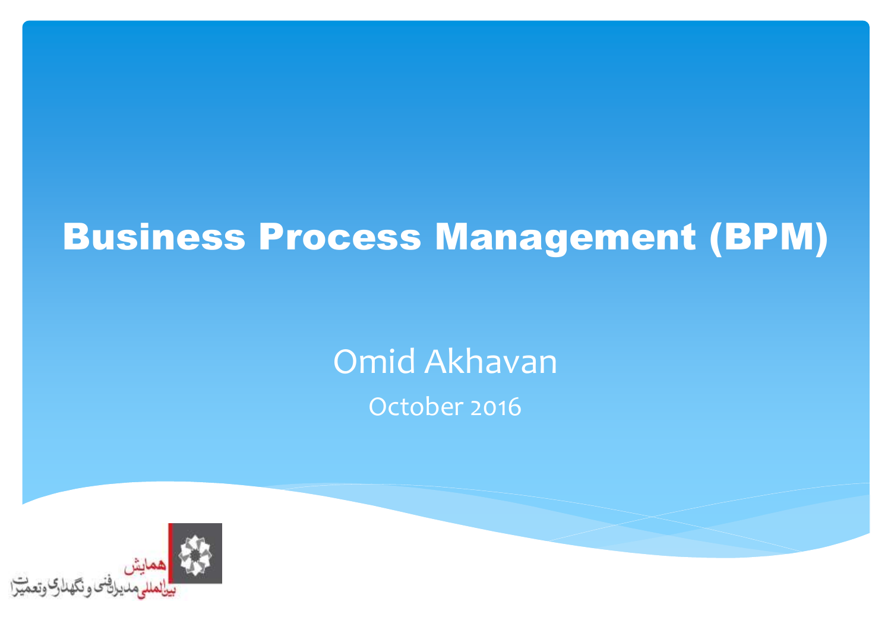# Business Process Management (BPM)

Omid Akhavan

October 2016

همایش
بین‌المللی مدیران فنی و نگهداری و تعمیرات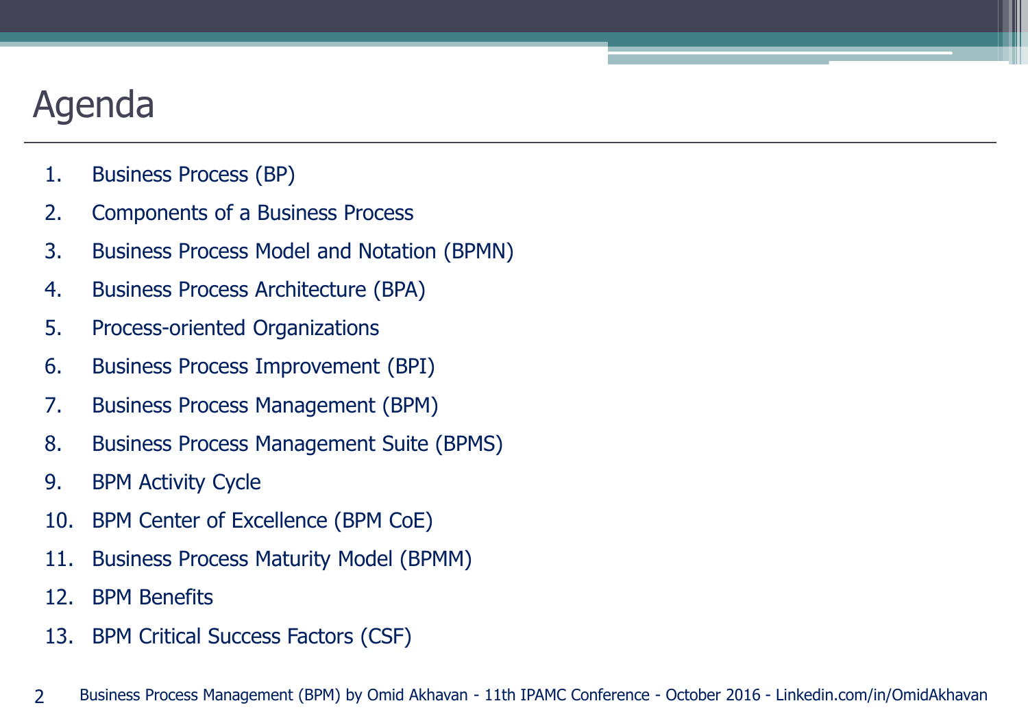# Agenda

1. Business Process (BP)
2. Components of a Business Process
3. Business Process Model and Notation (BPMN)
4. Business Process Architecture (BPA)
5. Process-oriented Organizations
6. Business Process Improvement (BPI)
7. Business Process Management (BPM)
8. Business Process Management Suite (BPMS)
9. BPM Activity Cycle
10. BPM Center of Excellence (BPM CoE)
11. Business Process Maturity Model (BPMM)
12. BPM Benefits
13. BPM Critical Success Factors (CSF)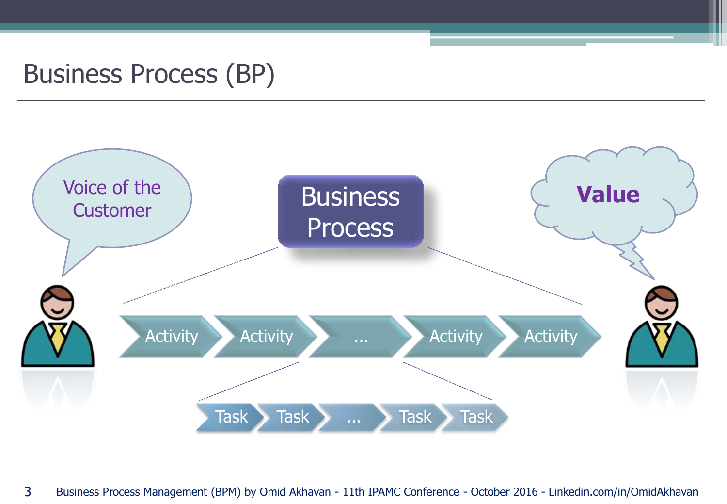# Business Process (BP)

Voice of the Customer

Business Process

Value

Activity → Activity → ... → Activity → Activity

Task → Task → ... → Task → Task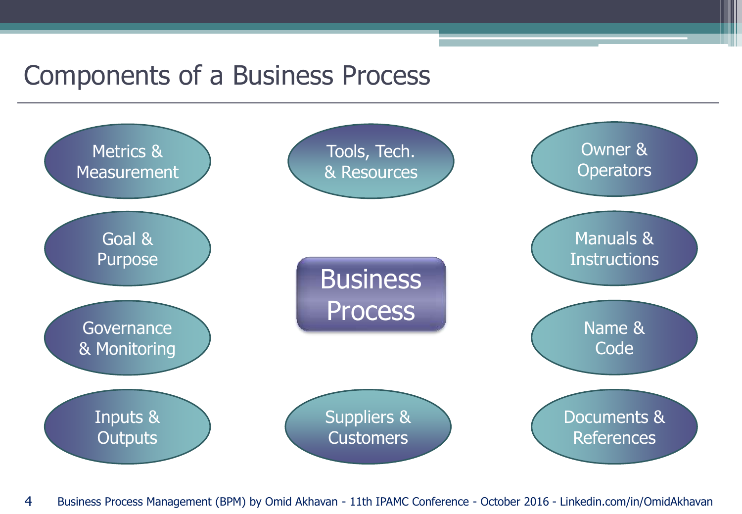# Components of a Business Process

**Business Process**

- Metrics & Measurement
- Tools, Tech. & Resources
- Owner & Operators
- Goal & Purpose
- Manuals & Instructions
- Governance & Monitoring
- Name & Code
- Inputs & Outputs
- Suppliers & Customers
- Documents & References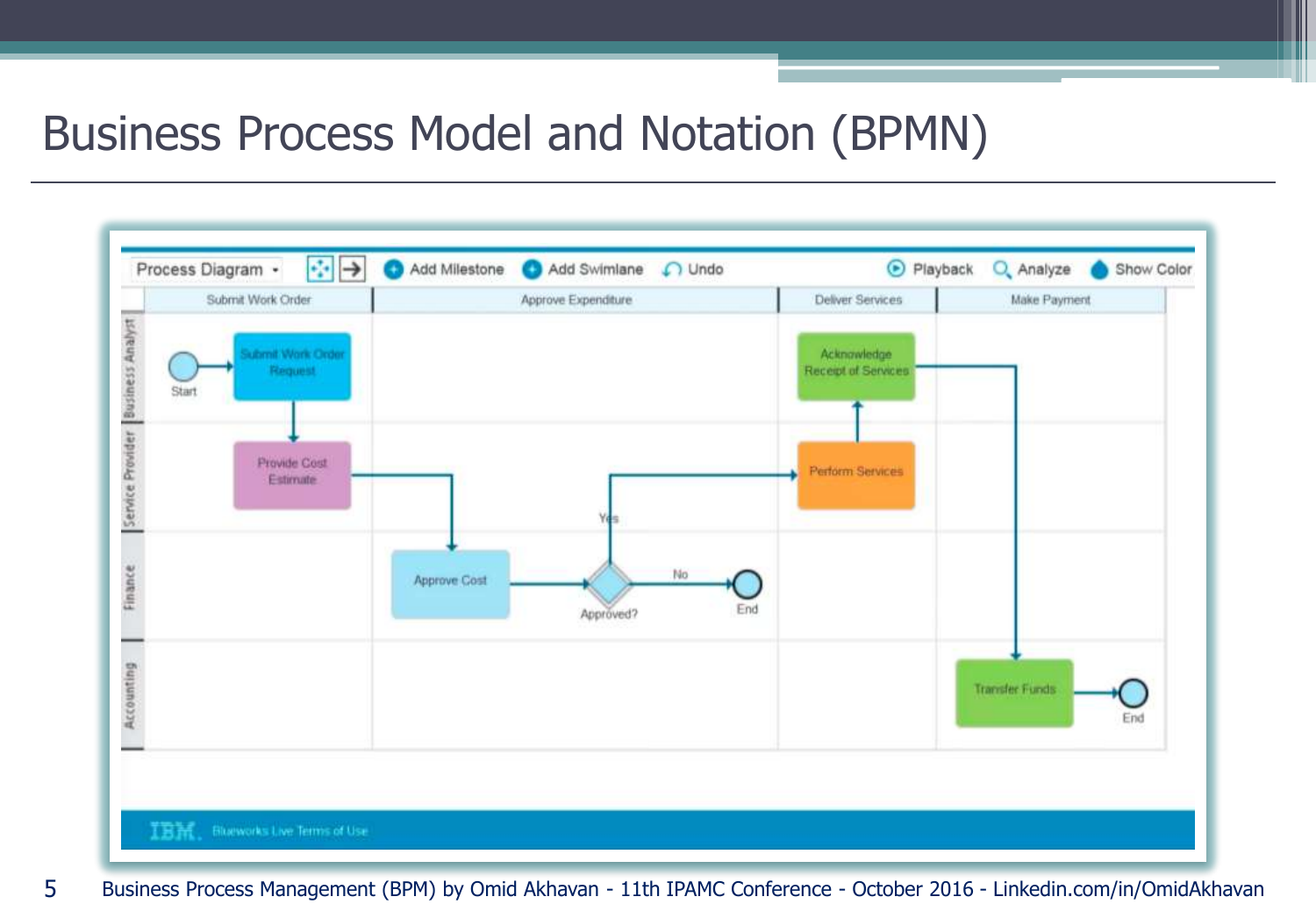# Business Process Model and Notation (BPMN)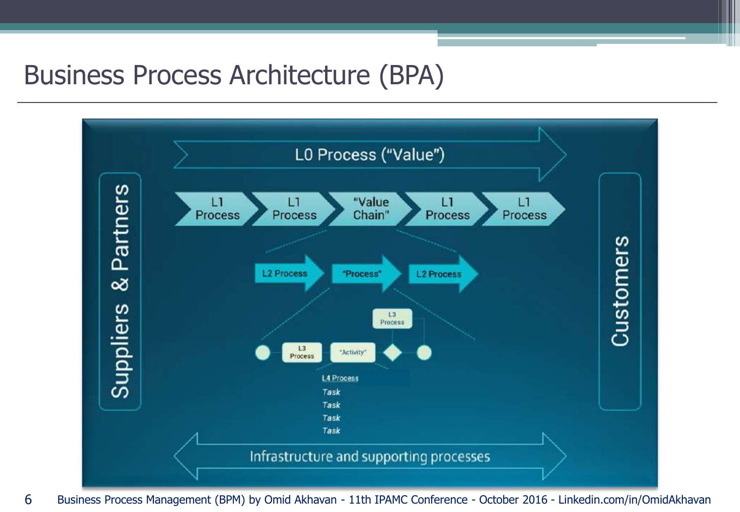# Business Process Architecture (BPA)

Suppliers & Partners

L0 Process ("Value")

L1 Process | L1 Process | "Value Chain" | L1 Process | L1 Process

L2 Process | "Process" | L2 Process

L3 Process

L3 Process | "Activity"

L4 Process
Task
Task
Task
Task

Customers

Infrastructure and supporting processes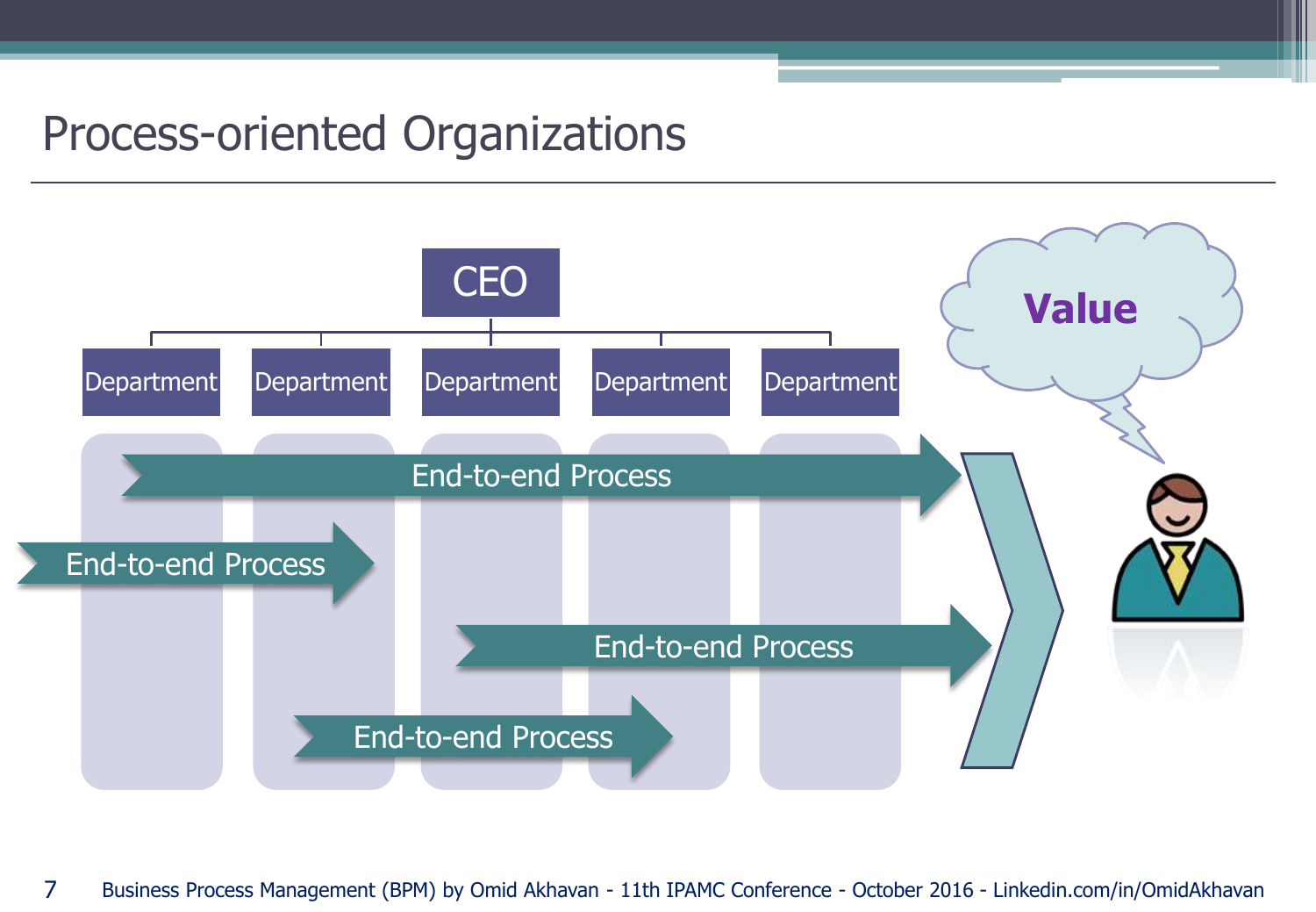# Process-oriented Organizations

CEO

Department | Department | Department | Department | Department

End-to-end Process

End-to-end Process

End-to-end Process

End-to-end Process

**Value**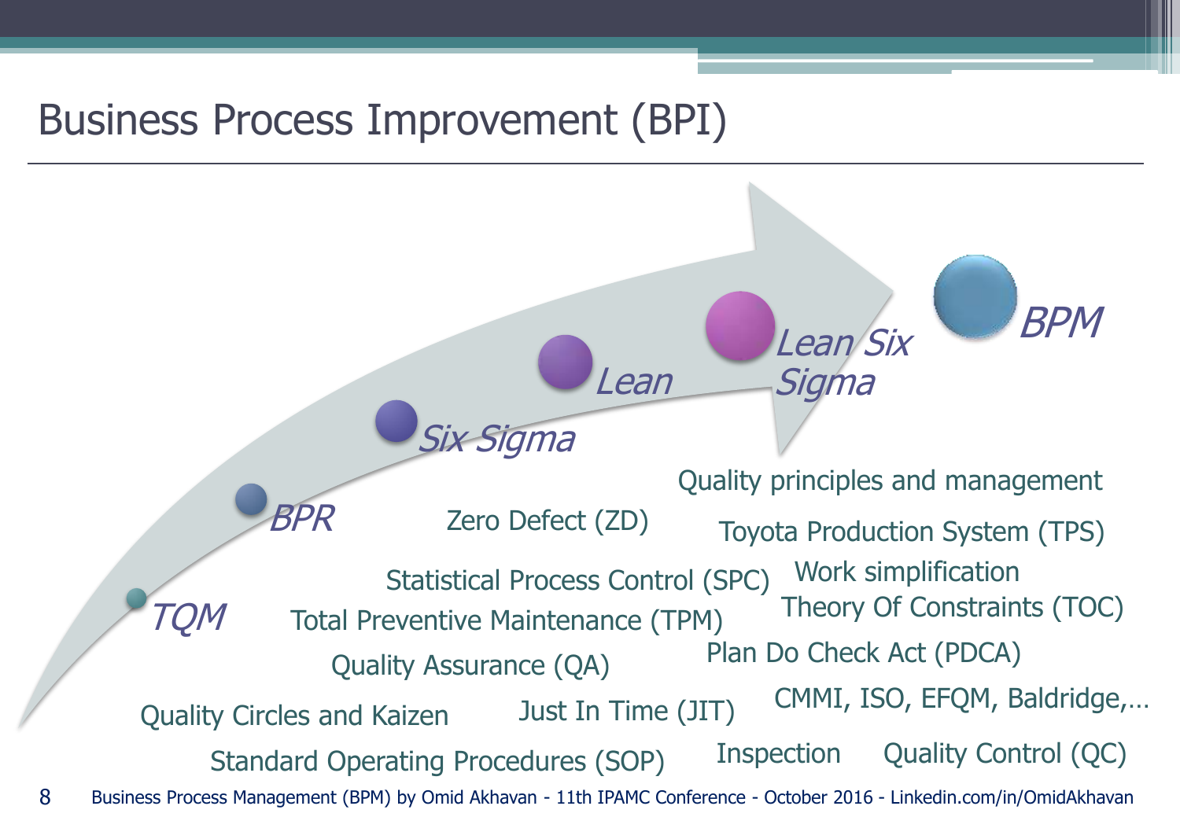# Business Process Improvement (BPI)

- *TQM*
- *BPR*
- *Six Sigma*
- *Lean*
- *Lean Six Sigma*
- *BPM*

Quality principles and management

Zero Defect (ZD)

Toyota Production System (TPS)

Statistical Process Control (SPC)

Work simplification

Total Preventive Maintenance (TPM)

Theory Of Constraints (TOC)

Quality Assurance (QA)

Plan Do Check Act (PDCA)

Quality Circles and Kaizen

Just In Time (JIT)

CMMI, ISO, EFQM, Baldridge,…

Standard Operating Procedures (SOP)

Inspection

Quality Control (QC)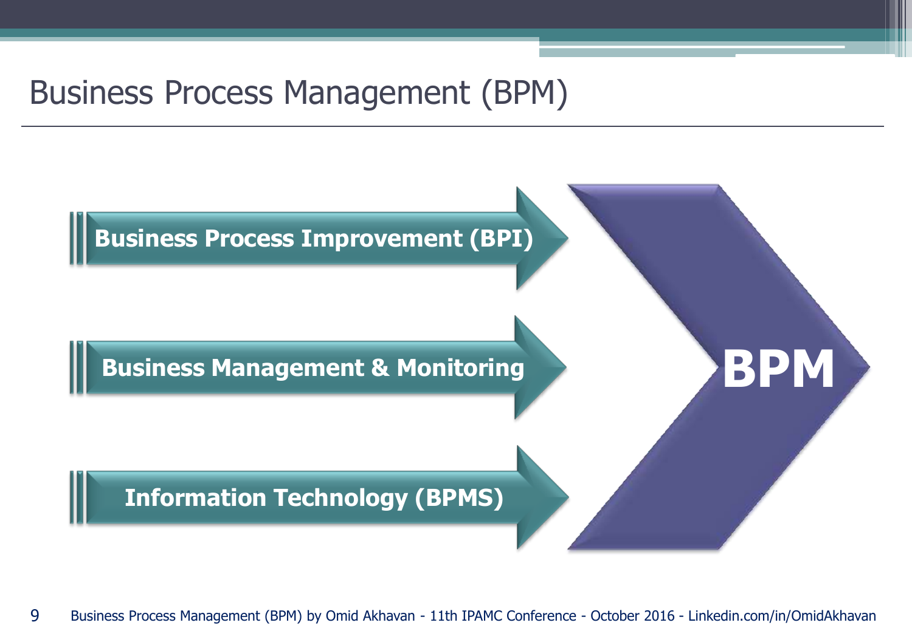# Business Process Management (BPM)

- **Business Process Improvement (BPI)**
- **Business Management & Monitoring**
- **Information Technology (BPMS)**

**BPM**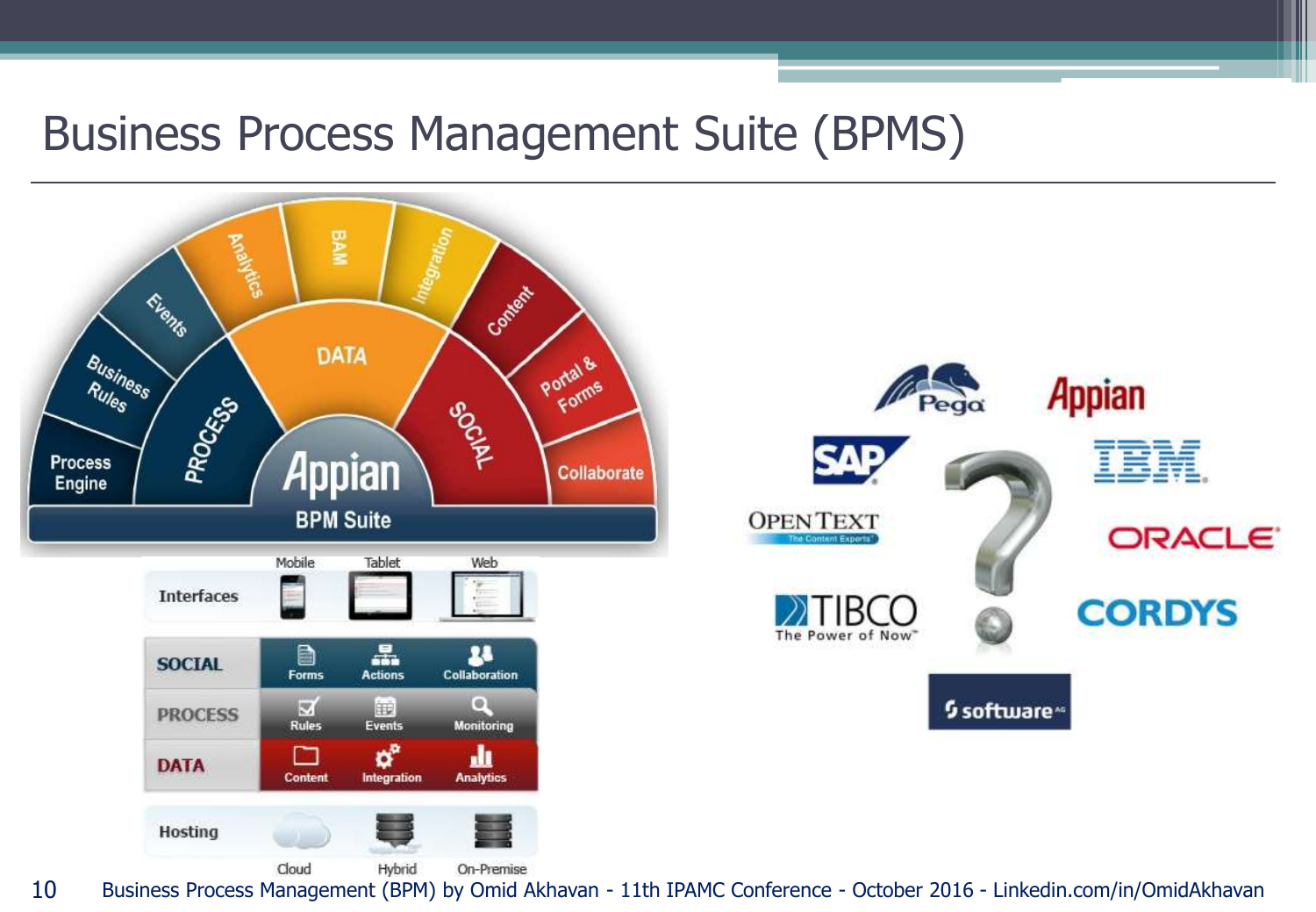# Business Process Management Suite (BPMS)

Appian BPM Suite

- PROCESS: Process Engine, Business Rules, Events
- DATA: Analytics, BAM, Integration
- SOCIAL: Content, Portal & Forms, Collaborate

| Interfaces | Mobile | Tablet | Web |
| --- | --- | --- | --- |
| SOCIAL | Forms | Actions | Collaboration |
| PROCESS | Rules | Events | Monitoring |
| DATA | Content | Integration | Analytics |
| Hosting | Cloud | Hybrid | On-Premise |

Pega, Appian, SAP, IBM, OpenText, Oracle, TIBCO, Cordys, Software AG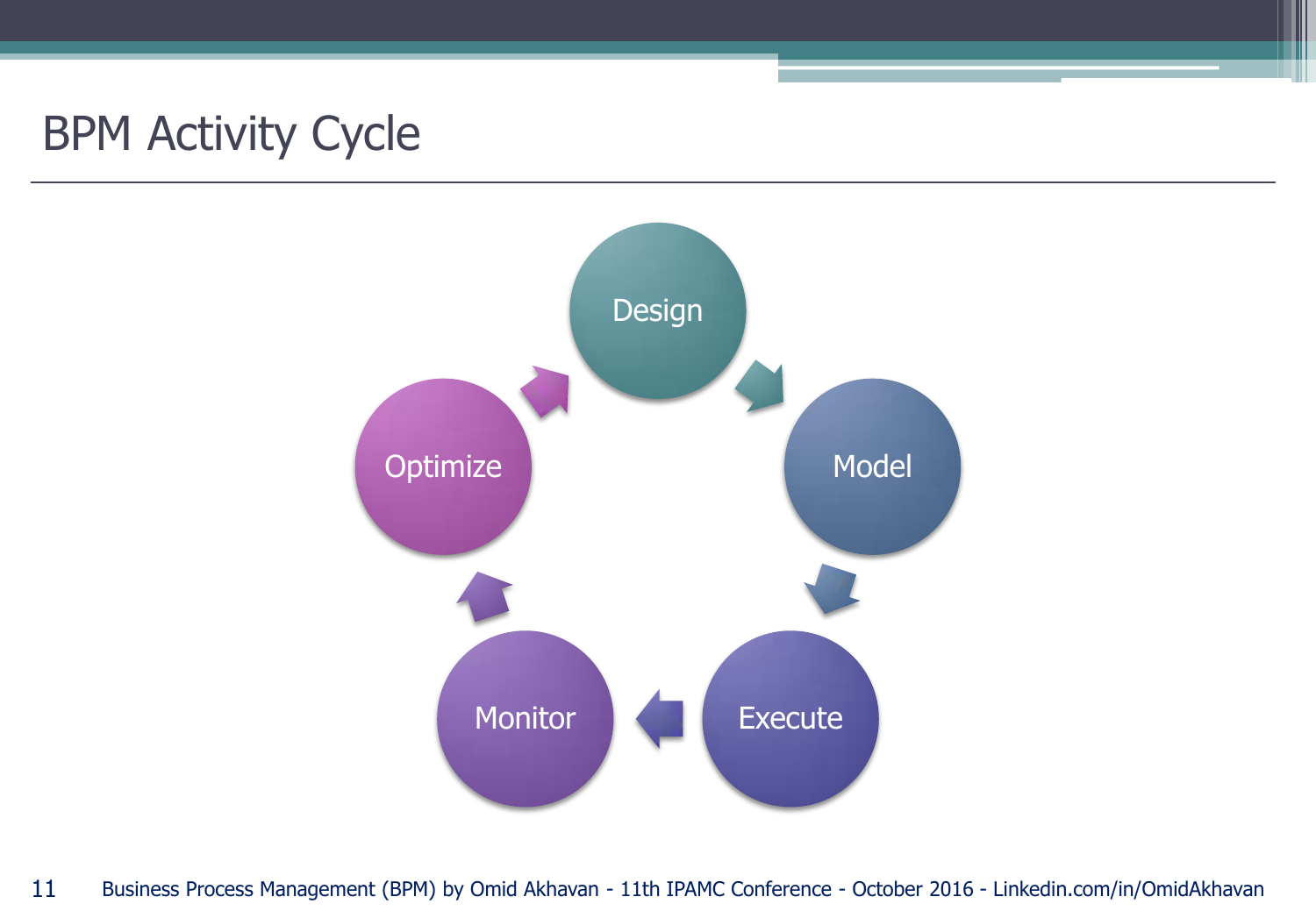# BPM Activity Cycle

- Design
- Model
- Execute
- Monitor
- Optimize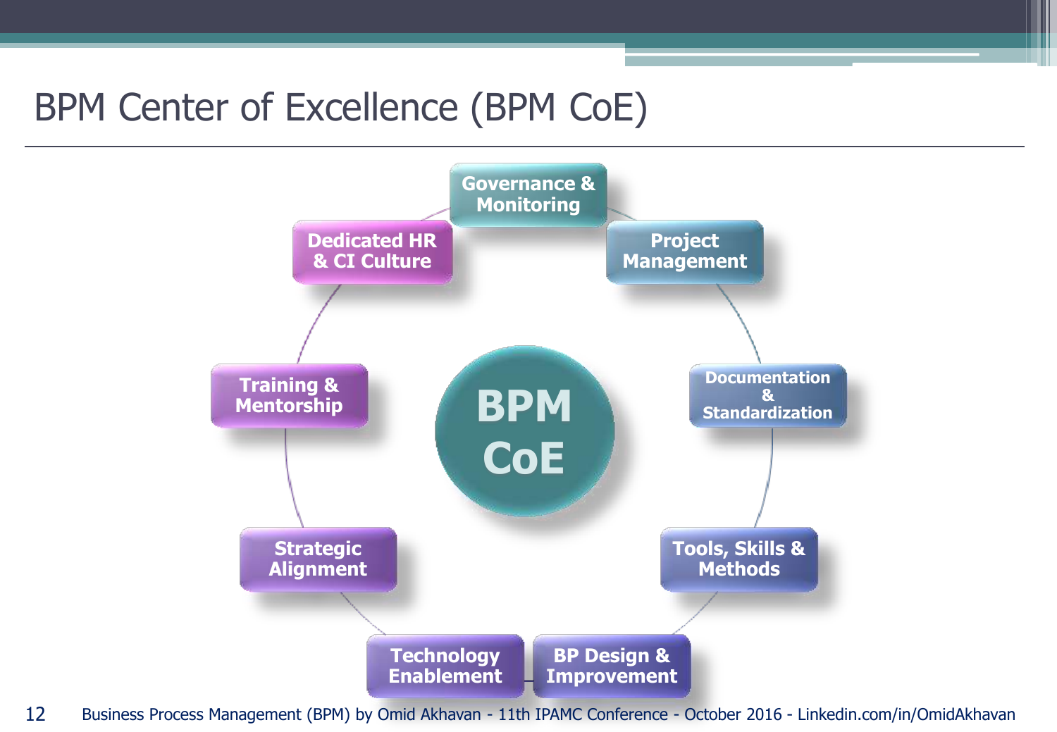# BPM Center of Excellence (BPM CoE)

**BPM CoE**

- Governance & Monitoring
- Project Management
- Documentation & Standardization
- Tools, Skills & Methods
- BP Design & Improvement
- Technology Enablement
- Strategic Alignment
- Training & Mentorship
- Dedicated HR & CI Culture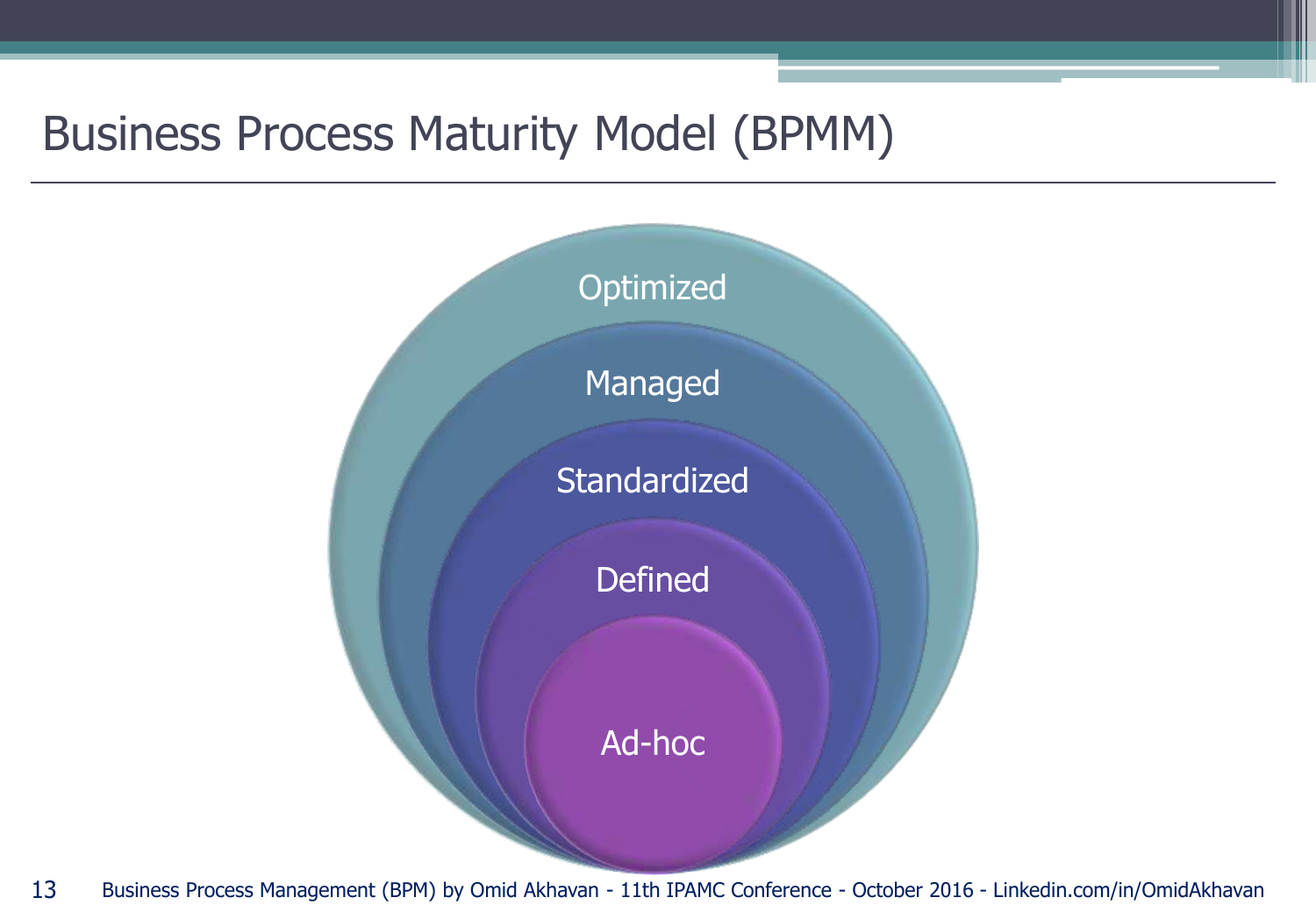# Business Process Maturity Model (BPMM)

Optimized

Managed

Standardized

Defined

Ad-hoc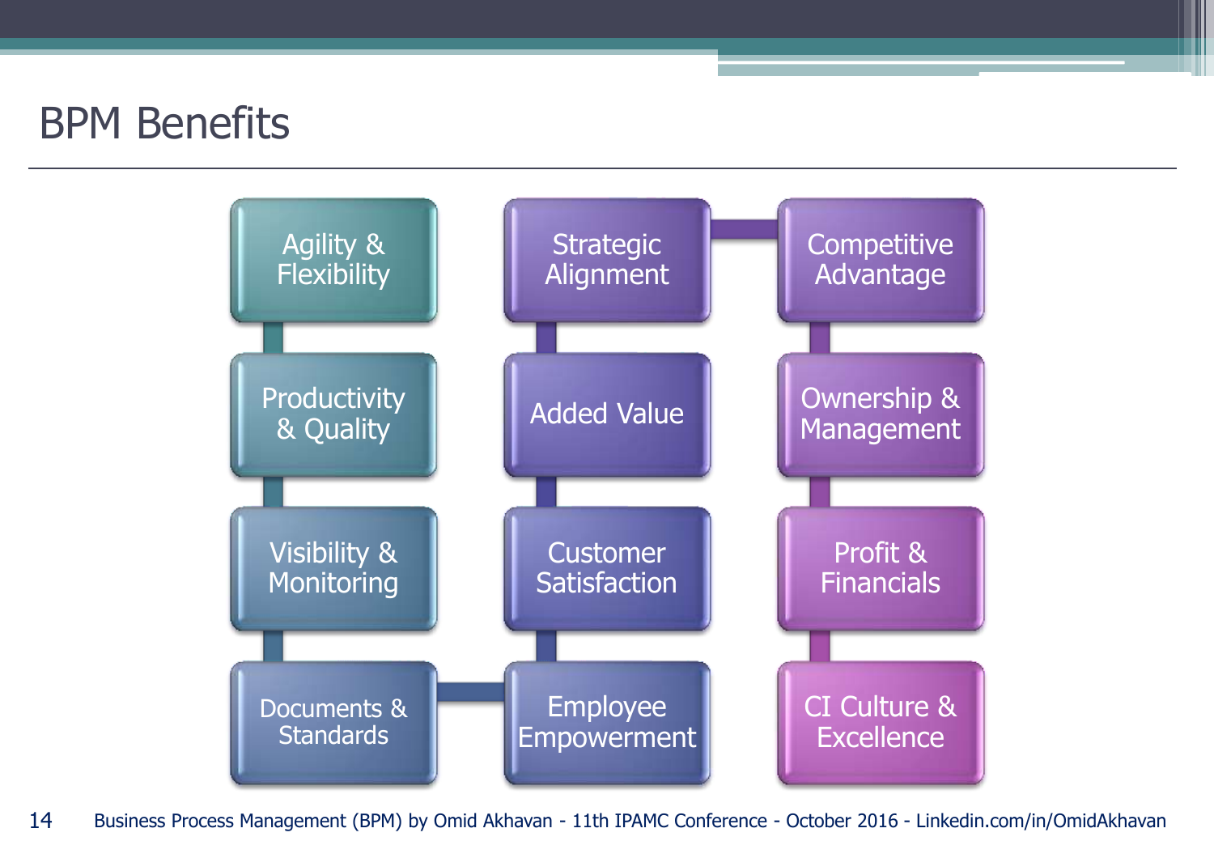# BPM Benefits

- Agility & Flexibility
- Productivity & Quality
- Visibility & Monitoring
- Documents & Standards
- Employee Empowerment
- Customer Satisfaction
- Added Value
- Strategic Alignment
- Competitive Advantage
- Ownership & Management
- Profit & Financials
- CI Culture & Excellence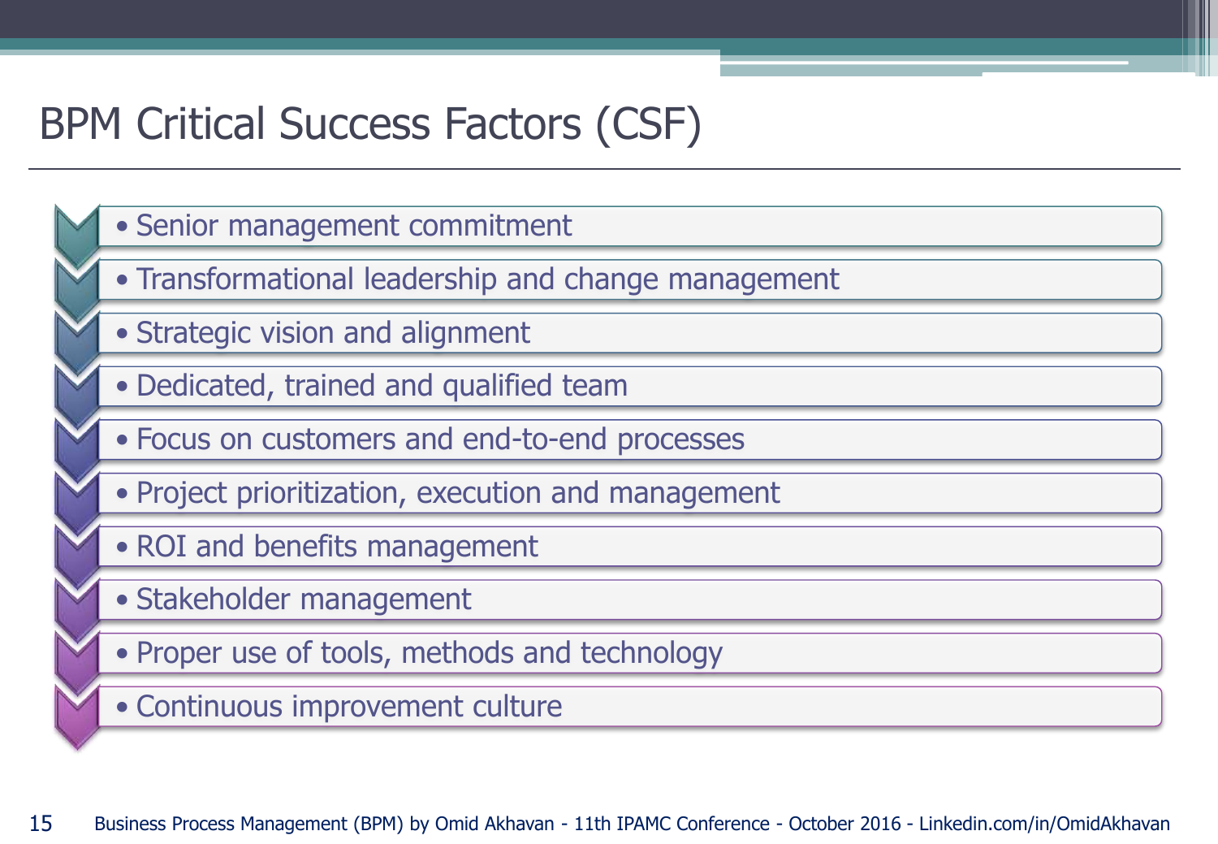# BPM Critical Success Factors (CSF)

- Senior management commitment
- Transformational leadership and change management
- Strategic vision and alignment
- Dedicated, trained and qualified team
- Focus on customers and end-to-end processes
- Project prioritization, execution and management
- ROI and benefits management
- Stakeholder management
- Proper use of tools, methods and technology
- Continuous improvement culture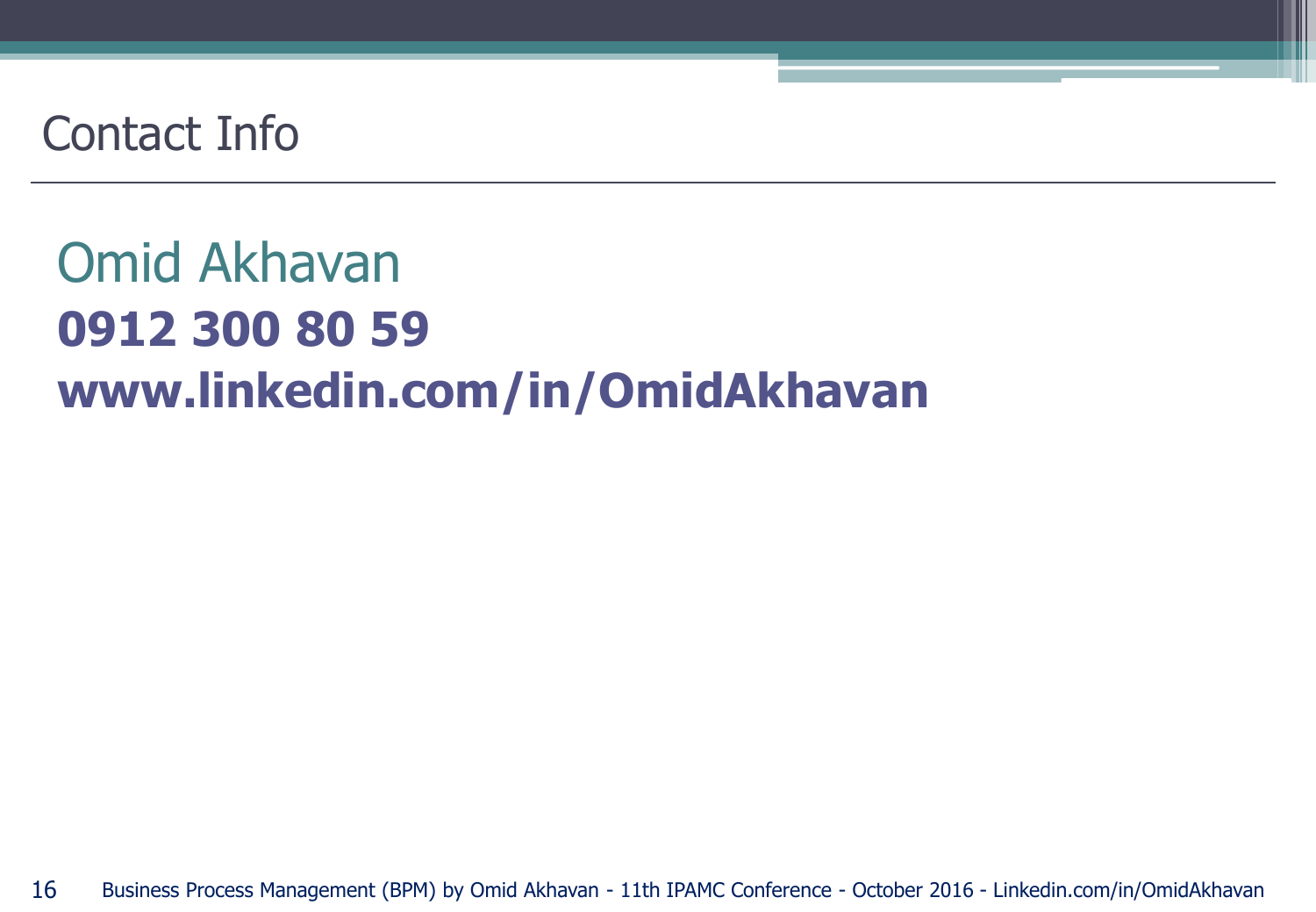# Contact Info

Omid Akhavan

**0912 300 80 59**

**www.linkedin.com/in/OmidAkhavan**